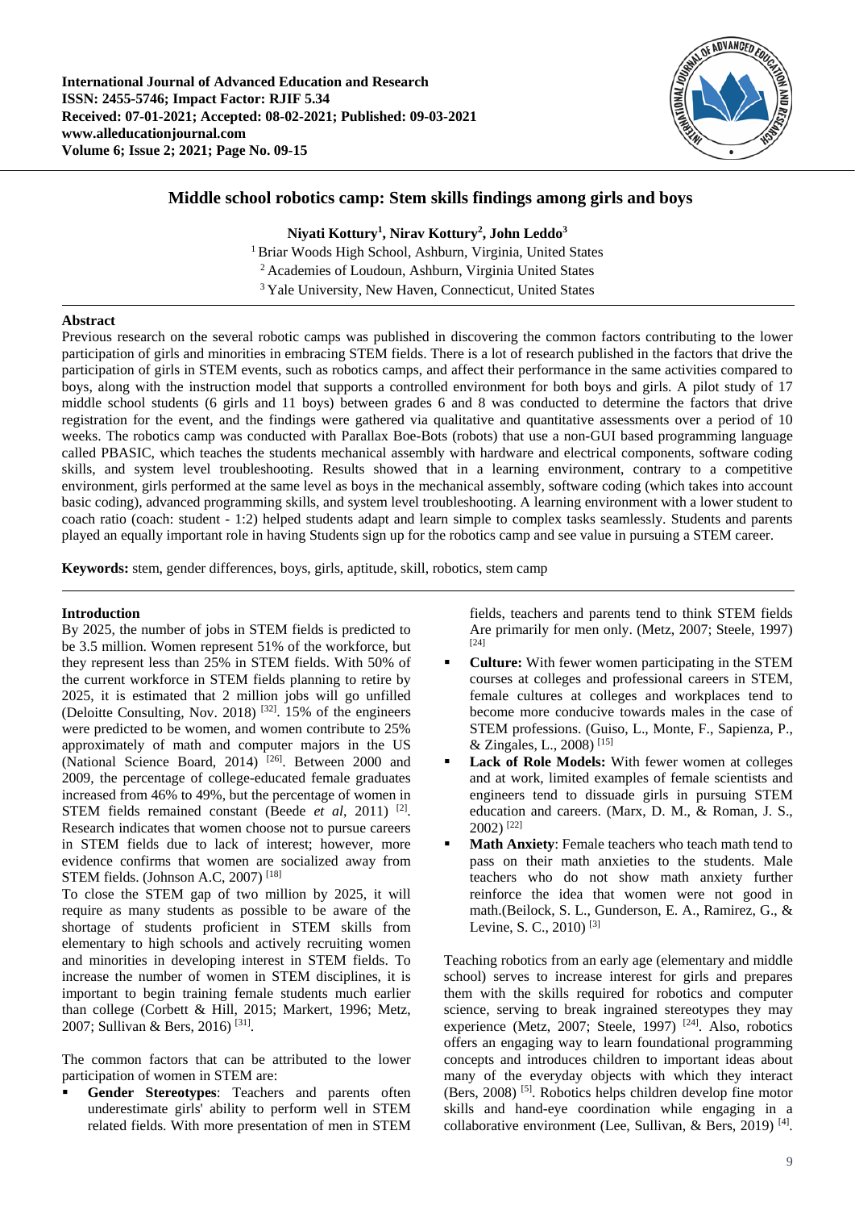# Middle school robotics camp: Stem skills findings among girls and boys

**Niyati Kottury[1], Nirav Kottury[2], John Leddo[3]**

[1] Briar Woods High School, Ashburn, Virginia, United States
[2] Academies of Loudoun, Ashburn, Virginia United States
[3] Yale University, New Haven, Connecticut, United States

## Abstract

Previous research on the several robotic camps was published in discovering the common factors contributing to the lower participation of girls and minorities in embracing STEM fields. There is a lot of research published in the factors that drive the participation of girls in STEM events, such as robotics camps, and affect their performance in the same activities compared to boys, along with the instruction model that supports a controlled environment for both boys and girls. A pilot study of 17 middle school students (6 girls and 11 boys) between grades 6 and 8 was conducted to determine the factors that drive registration for the event, and the findings were gathered via qualitative and quantitative assessments over a period of 10 weeks. The robotics camp was conducted with Parallax Boe-Bots (robots) that use a non-GUI based programming language called PBASIC, which teaches the students mechanical assembly with hardware and electrical components, software coding skills, and system level troubleshooting. Results showed that in a learning environment, contrary to a competitive environment, girls performed at the same level as boys in the mechanical assembly, software coding (which takes into account basic coding), advanced programming skills, and system level troubleshooting. A learning environment with a lower student to coach ratio (coach: student - 1:2) helped students adapt and learn simple to complex tasks seamlessly. Students and parents played an equally important role in having Students sign up for the robotics camp and see value in pursuing a STEM career.

**Keywords:** stem, gender differences, boys, girls, aptitude, skill, robotics, stem camp

## Introduction

By 2025, the number of jobs in STEM fields is predicted to be 3.5 million. Women represent 51% of the workforce, but they represent less than 25% in STEM fields. With 50% of the current workforce in STEM fields planning to retire by 2025, it is estimated that 2 million jobs will go unfilled (Deloitte Consulting, Nov. 2018) [32]. 15% of the engineers were predicted to be women, and women contribute to 25% approximately of math and computer majors in the US (National Science Board, 2014) [26]. Between 2000 and 2009, the percentage of college-educated female graduates increased from 46% to 49%, but the percentage of women in STEM fields remained constant (Beede *et al*, 2011) [2]. Research indicates that women choose not to pursue careers in STEM fields due to lack of interest; however, more evidence confirms that women are socialized away from STEM fields. (Johnson A.C, 2007) [18]

To close the STEM gap of two million by 2025, it will require as many students as possible to be aware of the shortage of students proficient in STEM skills from elementary to high schools and actively recruiting women and minorities in developing interest in STEM fields. To increase the number of women in STEM disciplines, it is important to begin training female students much earlier than college (Corbett & Hill, 2015; Markert, 1996; Metz, 2007; Sullivan & Bers, 2016) [31].

The common factors that can be attributed to the lower participation of women in STEM are:

- **Gender Stereotypes**: Teachers and parents often underestimate girls' ability to perform well in STEM related fields. With more presentation of men in STEM fields, teachers and parents tend to think STEM fields Are primarily for men only. (Metz, 2007; Steele, 1997) [24]
- **Culture:** With fewer women participating in the STEM courses at colleges and professional careers in STEM, female cultures at colleges and workplaces tend to become more conducive towards males in the case of STEM professions. (Guiso, L., Monte, F., Sapienza, P., & Zingales, L., 2008) [15]
- **Lack of Role Models:** With fewer women at colleges and at work, limited examples of female scientists and engineers tend to dissuade girls in pursuing STEM education and careers. (Marx, D. M., & Roman, J. S., 2002) [22]
- **Math Anxiety**: Female teachers who teach math tend to pass on their math anxieties to the students. Male teachers who do not show math anxiety further reinforce the idea that women were not good in math.(Beilock, S. L., Gunderson, E. A., Ramirez, G., & Levine, S. C., 2010) [3]

Teaching robotics from an early age (elementary and middle school) serves to increase interest for girls and prepares them with the skills required for robotics and computer science, serving to break ingrained stereotypes they may experience (Metz, 2007; Steele, 1997) [24]. Also, robotics offers an engaging way to learn foundational programming concepts and introduces children to important ideas about many of the everyday objects with which they interact (Bers, 2008) [5]. Robotics helps children develop fine motor skills and hand-eye coordination while engaging in a collaborative environment (Lee, Sullivan, & Bers, 2019) [4].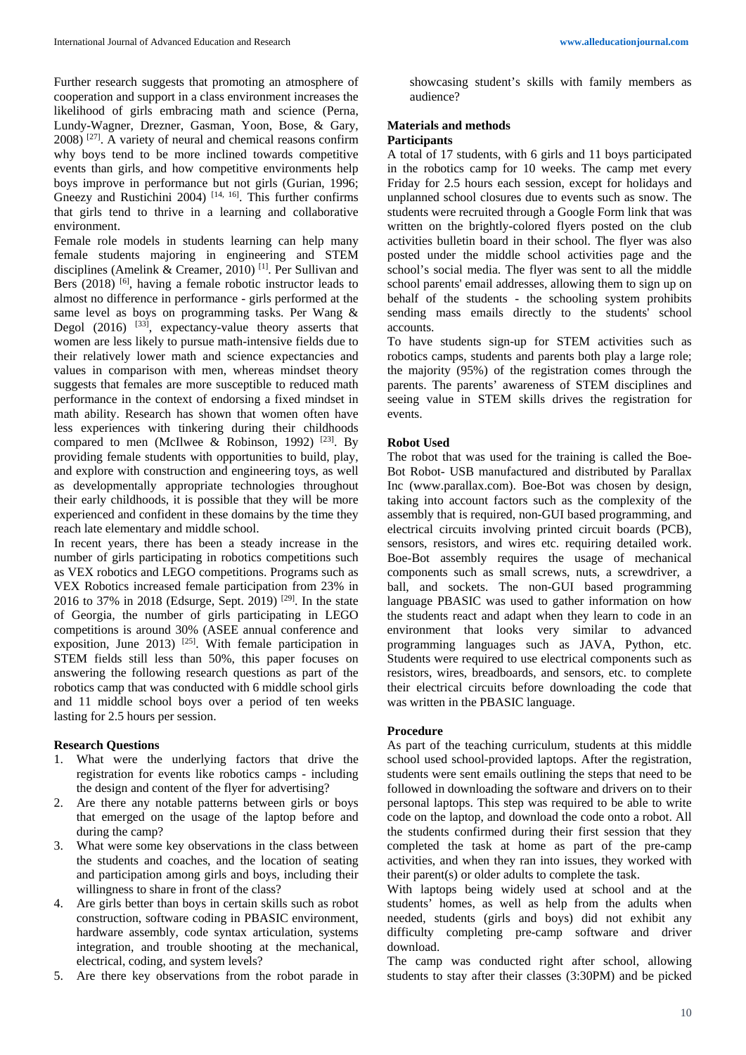Further research suggests that promoting an atmosphere of cooperation and support in a class environment increases the likelihood of girls embracing math and science (Perna, Lundy-Wagner, Drezner, Gasman, Yoon, Bose, & Gary, 2008) [27]. A variety of neural and chemical reasons confirm why boys tend to be more inclined towards competitive events than girls, and how competitive environments help boys improve in performance but not girls (Gurian, 1996; Gneezy and Rustichini 2004) [14, 16]. This further confirms that girls tend to thrive in a learning and collaborative environment.

Female role models in students learning can help many female students majoring in engineering and STEM disciplines (Amelink & Creamer, 2010) [1]. Per Sullivan and Bers (2018) [6], having a female robotic instructor leads to almost no difference in performance - girls performed at the same level as boys on programming tasks. Per Wang & Degol (2016) [33], expectancy-value theory asserts that women are less likely to pursue math-intensive fields due to their relatively lower math and science expectancies and values in comparison with men, whereas mindset theory suggests that females are more susceptible to reduced math performance in the context of endorsing a fixed mindset in math ability. Research has shown that women often have less experiences with tinkering during their childhoods compared to men (McIlwee & Robinson, 1992) [23]. By providing female students with opportunities to build, play, and explore with construction and engineering toys, as well as developmentally appropriate technologies throughout their early childhoods, it is possible that they will be more experienced and confident in these domains by the time they reach late elementary and middle school.

In recent years, there has been a steady increase in the number of girls participating in robotics competitions such as VEX robotics and LEGO competitions. Programs such as VEX Robotics increased female participation from 23% in 2016 to 37% in 2018 (Edsurge, Sept. 2019) [29]. In the state of Georgia, the number of girls participating in LEGO competitions is around 30% (ASEE annual conference and exposition, June 2013) [25]. With female participation in STEM fields still less than 50%, this paper focuses on answering the following research questions as part of the robotics camp that was conducted with 6 middle school girls and 11 middle school boys over a period of ten weeks lasting for 2.5 hours per session.

### Research Questions

1. What were the underlying factors that drive the registration for events like robotics camps - including the design and content of the flyer for advertising?
2. Are there any notable patterns between girls or boys that emerged on the usage of the laptop before and during the camp?
3. What were some key observations in the class between the students and coaches, and the location of seating and participation among girls and boys, including their willingness to share in front of the class?
4. Are girls better than boys in certain skills such as robot construction, software coding in PBASIC environment, hardware assembly, code syntax articulation, systems integration, and trouble shooting at the mechanical, electrical, coding, and system levels?
5. Are there key observations from the robot parade in showcasing student's skills with family members as audience?

## Materials and methods

### Participants

A total of 17 students, with 6 girls and 11 boys participated in the robotics camp for 10 weeks. The camp met every Friday for 2.5 hours each session, except for holidays and unplanned school closures due to events such as snow. The students were recruited through a Google Form link that was written on the brightly-colored flyers posted on the club activities bulletin board in their school. The flyer was also posted under the middle school activities page and the school's social media. The flyer was sent to all the middle school parents' email addresses, allowing them to sign up on behalf of the students - the schooling system prohibits sending mass emails directly to the students' school accounts.

To have students sign-up for STEM activities such as robotics camps, students and parents both play a large role; the majority (95%) of the registration comes through the parents. The parents' awareness of STEM disciplines and seeing value in STEM skills drives the registration for events.

### Robot Used

The robot that was used for the training is called the Boe-Bot Robot- USB manufactured and distributed by Parallax Inc (www.parallax.com). Boe-Bot was chosen by design, taking into account factors such as the complexity of the assembly that is required, non-GUI based programming, and electrical circuits involving printed circuit boards (PCB), sensors, resistors, and wires etc. requiring detailed work. Boe-Bot assembly requires the usage of mechanical components such as small screws, nuts, a screwdriver, a ball, and sockets. The non-GUI based programming language PBASIC was used to gather information on how the students react and adapt when they learn to code in an environment that looks very similar to advanced programming languages such as JAVA, Python, etc. Students were required to use electrical components such as resistors, wires, breadboards, and sensors, etc. to complete their electrical circuits before downloading the code that was written in the PBASIC language.

### Procedure

As part of the teaching curriculum, students at this middle school used school-provided laptops. After the registration, students were sent emails outlining the steps that need to be followed in downloading the software and drivers on to their personal laptops. This step was required to be able to write code on the laptop, and download the code onto a robot. All the students confirmed during their first session that they completed the task at home as part of the pre-camp activities, and when they ran into issues, they worked with their parent(s) or older adults to complete the task.

With laptops being widely used at school and at the students' homes, as well as help from the adults when needed, students (girls and boys) did not exhibit any difficulty completing pre-camp software and driver download.

The camp was conducted right after school, allowing students to stay after their classes (3:30PM) and be picked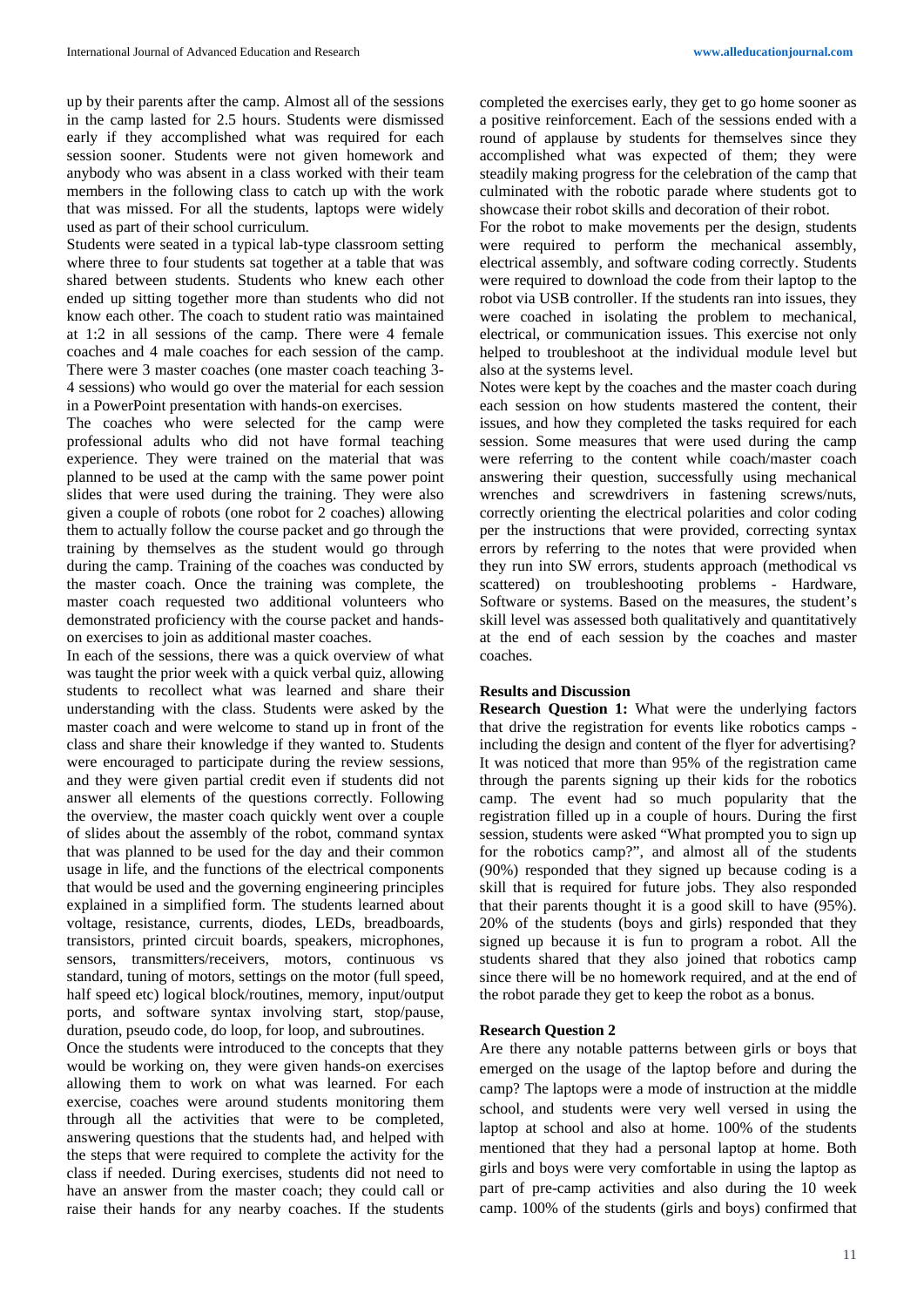up by their parents after the camp. Almost all of the sessions in the camp lasted for 2.5 hours. Students were dismissed early if they accomplished what was required for each session sooner. Students were not given homework and anybody who was absent in a class worked with their team members in the following class to catch up with the work that was missed. For all the students, laptops were widely used as part of their school curriculum.

Students were seated in a typical lab-type classroom setting where three to four students sat together at a table that was shared between students. Students who knew each other ended up sitting together more than students who did not know each other. The coach to student ratio was maintained at 1:2 in all sessions of the camp. There were 4 female coaches and 4 male coaches for each session of the camp. There were 3 master coaches (one master coach teaching 3-4 sessions) who would go over the material for each session in a PowerPoint presentation with hands-on exercises.

The coaches who were selected for the camp were professional adults who did not have formal teaching experience. They were trained on the material that was planned to be used at the camp with the same power point slides that were used during the training. They were also given a couple of robots (one robot for 2 coaches) allowing them to actually follow the course packet and go through the training by themselves as the student would go through during the camp. Training of the coaches was conducted by the master coach. Once the training was complete, the master coach requested two additional volunteers who demonstrated proficiency with the course packet and hands-on exercises to join as additional master coaches.

In each of the sessions, there was a quick overview of what was taught the prior week with a quick verbal quiz, allowing students to recollect what was learned and share their understanding with the class. Students were asked by the master coach and were welcome to stand up in front of the class and share their knowledge if they wanted to. Students were encouraged to participate during the review sessions, and they were given partial credit even if students did not answer all elements of the questions correctly. Following the overview, the master coach quickly went over a couple of slides about the assembly of the robot, command syntax that was planned to be used for the day and their common usage in life, and the functions of the electrical components that would be used and the governing engineering principles explained in a simplified form. The students learned about voltage, resistance, currents, diodes, LEDs, breadboards, transistors, printed circuit boards, speakers, microphones, sensors, transmitters/receivers, motors, continuous vs standard, tuning of motors, settings on the motor (full speed, half speed etc) logical block/routines, memory, input/output ports, and software syntax involving start, stop/pause, duration, pseudo code, do loop, for loop, and subroutines.

Once the students were introduced to the concepts that they would be working on, they were given hands-on exercises allowing them to work on what was learned. For each exercise, coaches were around students monitoring them through all the activities that were to be completed, answering questions that the students had, and helped with the steps that were required to complete the activity for the class if needed. During exercises, students did not need to have an answer from the master coach; they could call or raise their hands for any nearby coaches. If the students completed the exercises early, they get to go home sooner as a positive reinforcement. Each of the sessions ended with a round of applause by students for themselves since they accomplished what was expected of them; they were steadily making progress for the celebration of the camp that culminated with the robotic parade where students got to showcase their robot skills and decoration of their robot.

For the robot to make movements per the design, students were required to perform the mechanical assembly, electrical assembly, and software coding correctly. Students were required to download the code from their laptop to the robot via USB controller. If the students ran into issues, they were coached in isolating the problem to mechanical, electrical, or communication issues. This exercise not only helped to troubleshoot at the individual module level but also at the systems level.

Notes were kept by the coaches and the master coach during each session on how students mastered the content, their issues, and how they completed the tasks required for each session. Some measures that were used during the camp were referring to the content while coach/master coach answering their question, successfully using mechanical wrenches and screwdrivers in fastening screws/nuts, correctly orienting the electrical polarities and color coding per the instructions that were provided, correcting syntax errors by referring to the notes that were provided when they run into SW errors, students approach (methodical vs scattered) on troubleshooting problems - Hardware, Software or systems. Based on the measures, the student's skill level was assessed both qualitatively and quantitatively at the end of each session by the coaches and master coaches.

## Results and Discussion

**Research Question 1:** What were the underlying factors that drive the registration for events like robotics camps - including the design and content of the flyer for advertising? It was noticed that more than 95% of the registration came through the parents signing up their kids for the robotics camp. The event had so much popularity that the registration filled up in a couple of hours. During the first session, students were asked "What prompted you to sign up for the robotics camp?", and almost all of the students (90%) responded that they signed up because coding is a skill that is required for future jobs. They also responded that their parents thought it is a good skill to have (95%). 20% of the students (boys and girls) responded that they signed up because it is fun to program a robot. All the students shared that they also joined that robotics camp since there will be no homework required, and at the end of the robot parade they get to keep the robot as a bonus.

**Research Question 2**

Are there any notable patterns between girls or boys that emerged on the usage of the laptop before and during the camp? The laptops were a mode of instruction at the middle school, and students were very well versed in using the laptop at school and also at home. 100% of the students mentioned that they had a personal laptop at home. Both girls and boys were very comfortable in using the laptop as part of pre-camp activities and also during the 10 week camp. 100% of the students (girls and boys) confirmed that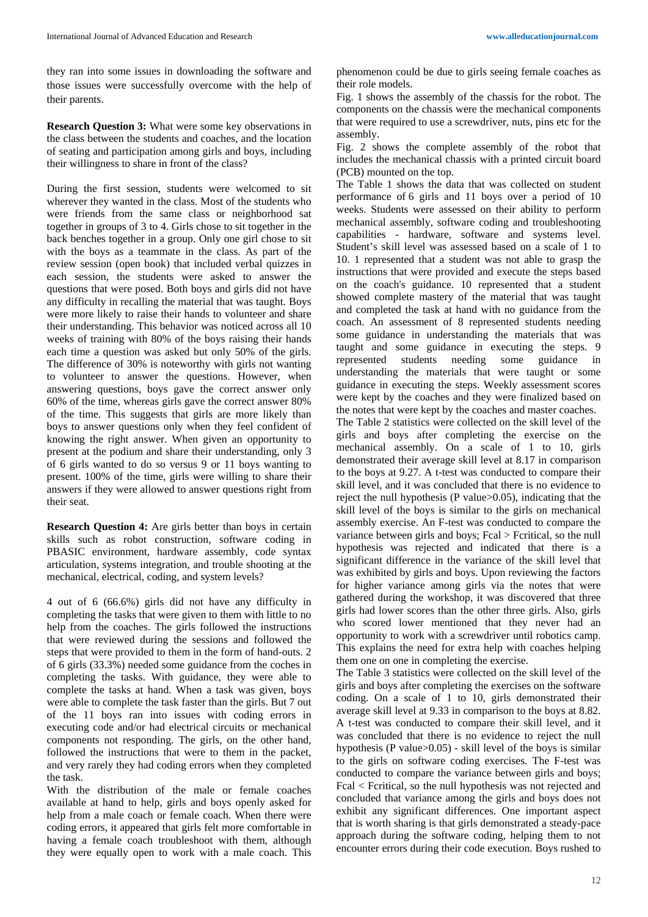they ran into some issues in downloading the software and those issues were successfully overcome with the help of their parents.

**Research Question 3:** What were some key observations in the class between the students and coaches, and the location of seating and participation among girls and boys, including their willingness to share in front of the class?

During the first session, students were welcomed to sit wherever they wanted in the class. Most of the students who were friends from the same class or neighborhood sat together in groups of 3 to 4. Girls chose to sit together in the back benches together in a group. Only one girl chose to sit with the boys as a teammate in the class. As part of the review session (open book) that included verbal quizzes in each session, the students were asked to answer the questions that were posed. Both boys and girls did not have any difficulty in recalling the material that was taught. Boys were more likely to raise their hands to volunteer and share their understanding. This behavior was noticed across all 10 weeks of training with 80% of the boys raising their hands each time a question was asked but only 50% of the girls. The difference of 30% is noteworthy with girls not wanting to volunteer to answer the questions. However, when answering questions, boys gave the correct answer only 60% of the time, whereas girls gave the correct answer 80% of the time. This suggests that girls are more likely than boys to answer questions only when they feel confident of knowing the right answer. When given an opportunity to present at the podium and share their understanding, only 3 of 6 girls wanted to do so versus 9 or 11 boys wanting to present. 100% of the time, girls were willing to share their answers if they were allowed to answer questions right from their seat.

**Research Question 4:** Are girls better than boys in certain skills such as robot construction, software coding in PBASIC environment, hardware assembly, code syntax articulation, systems integration, and trouble shooting at the mechanical, electrical, coding, and system levels?

4 out of 6 (66.6%) girls did not have any difficulty in completing the tasks that were given to them with little to no help from the coaches. The girls followed the instructions that were reviewed during the sessions and followed the steps that were provided to them in the form of hand-outs. 2 of 6 girls (33.3%) needed some guidance from the coches in completing the tasks. With guidance, they were able to complete the tasks at hand. When a task was given, boys were able to complete the task faster than the girls. But 7 out of the 11 boys ran into issues with coding errors in executing code and/or had electrical circuits or mechanical components not responding. The girls, on the other hand, followed the instructions that were to them in the packet, and very rarely they had coding errors when they completed the task.

With the distribution of the male or female coaches available at hand to help, girls and boys openly asked for help from a male coach or female coach. When there were coding errors, it appeared that girls felt more comfortable in having a female coach troubleshoot with them, although they were equally open to work with a male coach. This phenomenon could be due to girls seeing female coaches as their role models.

Fig. 1 shows the assembly of the chassis for the robot. The components on the chassis were the mechanical components that were required to use a screwdriver, nuts, pins etc for the assembly.

Fig. 2 shows the complete assembly of the robot that includes the mechanical chassis with a printed circuit board (PCB) mounted on the top.

The Table 1 shows the data that was collected on student performance of 6 girls and 11 boys over a period of 10 weeks. Students were assessed on their ability to perform mechanical assembly, software coding and troubleshooting capabilities - hardware, software and systems level. Student's skill level was assessed based on a scale of 1 to 10. 1 represented that a student was not able to grasp the instructions that were provided and execute the steps based on the coach's guidance. 10 represented that a student showed complete mastery of the material that was taught and completed the task at hand with no guidance from the coach. An assessment of 8 represented students needing some guidance in understanding the materials that was taught and some guidance in executing the steps. 9 represented students needing some guidance in understanding the materials that were taught or some guidance in executing the steps. Weekly assessment scores were kept by the coaches and they were finalized based on the notes that were kept by the coaches and master coaches.

The Table 2 statistics were collected on the skill level of the girls and boys after completing the exercise on the mechanical assembly. On a scale of 1 to 10, girls demonstrated their average skill level at 8.17 in comparison to the boys at 9.27. A t-test was conducted to compare their skill level, and it was concluded that there is no evidence to reject the null hypothesis (P value>0.05), indicating that the skill level of the boys is similar to the girls on mechanical assembly exercise. An F-test was conducted to compare the variance between girls and boys; Fcal > Fcritical, so the null hypothesis was rejected and indicated that there is a significant difference in the variance of the skill level that was exhibited by girls and boys. Upon reviewing the factors for higher variance among girls via the notes that were gathered during the workshop, it was discovered that three girls had lower scores than the other three girls. Also, girls who scored lower mentioned that they never had an opportunity to work with a screwdriver until robotics camp. This explains the need for extra help with coaches helping them one on one in completing the exercise.

The Table 3 statistics were collected on the skill level of the girls and boys after completing the exercises on the software coding. On a scale of 1 to 10, girls demonstrated their average skill level at 9.33 in comparison to the boys at 8.82. A t-test was conducted to compare their skill level, and it was concluded that there is no evidence to reject the null hypothesis (P value>0.05) - skill level of the boys is similar to the girls on software coding exercises. The F-test was conducted to compare the variance between girls and boys; Fcal < Fcritical, so the null hypothesis was not rejected and concluded that variance among the girls and boys does not exhibit any significant differences. One important aspect that is worth sharing is that girls demonstrated a steady-pace approach during the software coding, helping them to not encounter errors during their code execution. Boys rushed to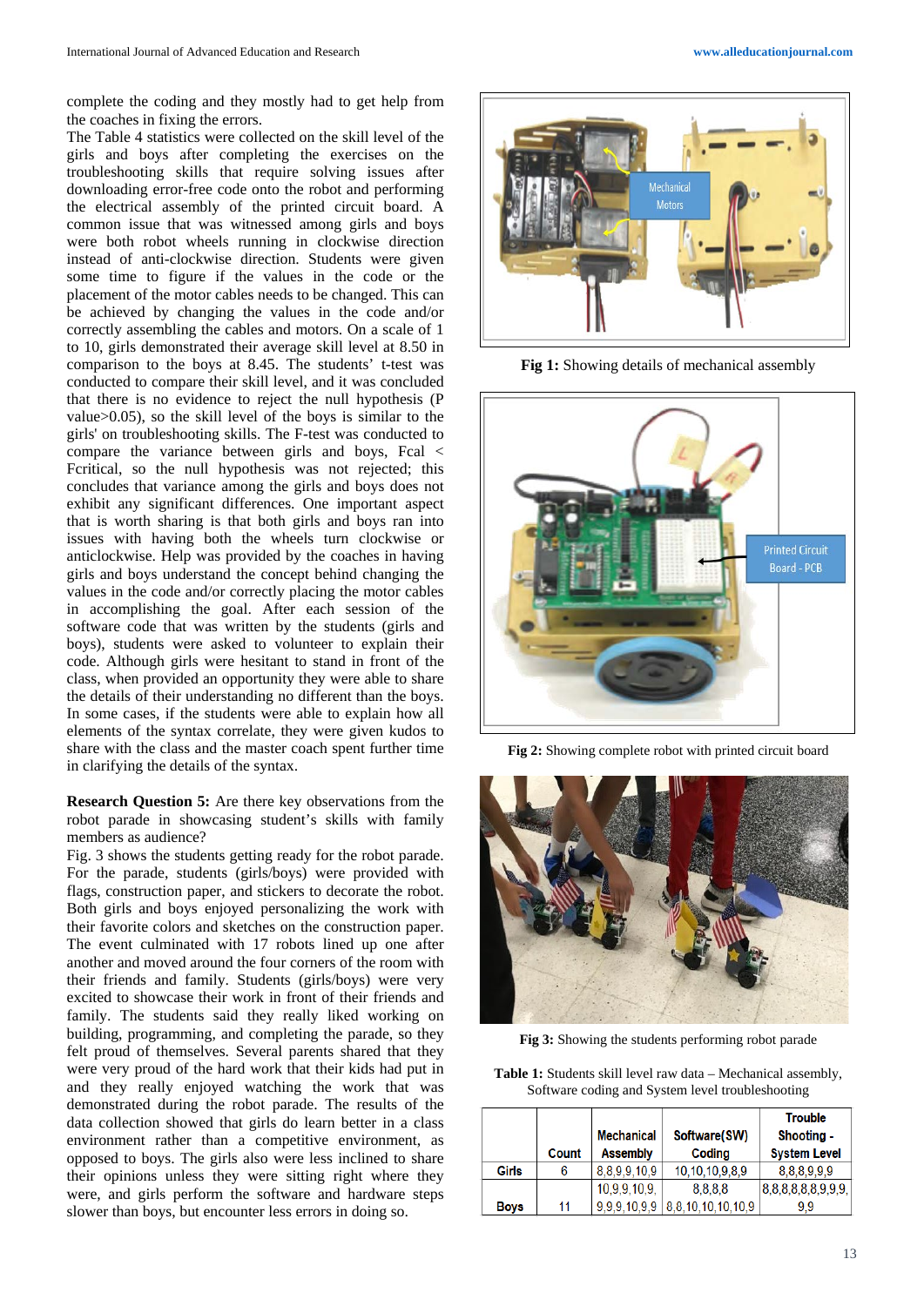complete the coding and they mostly had to get help from the coaches in fixing the errors.

The Table 4 statistics were collected on the skill level of the girls and boys after completing the exercises on troubleshooting skills that require solving issues after downloading error-free code onto the robot and performing the electrical assembly of the printed circuit board. A common issue that was witnessed among girls and boys were both robot wheels running in clockwise direction instead of anti-clockwise direction. Students were given some time to figure if the values in the code or the placement of the motor cables needs to be changed. This can be achieved by changing the values in the code and/or correctly assembling the cables and motors. On a scale of 1 to 10, girls demonstrated their average skill level at 8.50 in comparison to the boys at 8.45. The students' t-test was conducted to compare their skill level, and it was concluded that there is no evidence to reject the null hypothesis (P value>0.05), so the skill level of the boys is similar to the girls' on troubleshooting skills. The F-test was conducted to compare the variance between girls and boys, Fcal < Fcritical, so the null hypothesis was not rejected; this concludes that variance among the girls and boys does not exhibit any significant differences. One important aspect that is worth sharing is that both girls and boys ran into issues with having both the wheels turn clockwise or anticlockwise. Help was provided by the coaches in having girls and boys understand the concept behind changing the values in the code and/or correctly placing the motor cables in accomplishing the goal. After each session of the software code that was written by the students (girls and boys), students were asked to volunteer to explain their code. Although girls were hesitant to stand in front of the class, when provided an opportunity they were able to share the details of their understanding no different than the boys. In some cases, if the students were able to explain how all elements of the syntax correlate, they were given kudos to share with the class and the master coach spent further time in clarifying the details of the syntax.

**Research Question 5:** Are there key observations from the robot parade in showcasing student's skills with family members as audience?

Fig. 3 shows the students getting ready for the robot parade. For the parade, students (girls/boys) were provided with flags, construction paper, and stickers to decorate the robot. Both girls and boys enjoyed personalizing the work with their favorite colors and sketches on the construction paper. The event culminated with 17 robots lined up one after another and moved around the four corners of the room with their friends and family. Students (girls/boys) were very excited to showcase their work in front of their friends and family. The students said they really liked working on building, programming, and completing the parade, so they felt proud of themselves. Several parents shared that they were very proud of the hard work that their kids had put in and they really enjoyed watching the work that was demonstrated during the robot parade. The results of the data collection showed that girls do learn better in a class environment rather than a competitive environment, as opposed to boys. The girls also were less inclined to share their opinions unless they were sitting right where they were, and girls perform the software and hardware steps slower than boys, but encounter less errors in doing so.

**Fig 1:** Showing details of mechanical assembly

**Fig 2:** Showing complete robot with printed circuit board

**Fig 3:** Showing the students performing robot parade

**Table 1:** Students skill level raw data – Mechanical assembly, Software coding and System level troubleshooting

| | Count | Mechanical Assembly | Software(SW) Coding | Trouble Shooting - System Level |
|---|---|---|---|---|
| Girls | 6 | 8,8,9,9,10,9 | 10,10,10,9,8,9 | 8,8,8,9,9,9 |
| Boys | 11 | 10,9,9,10,9, 9,9,9,10,9,9 | 8,8,8,8 8,8,10,10,10,10,9 | 8,8,8,8,8,8,9,9,9, 9,9 |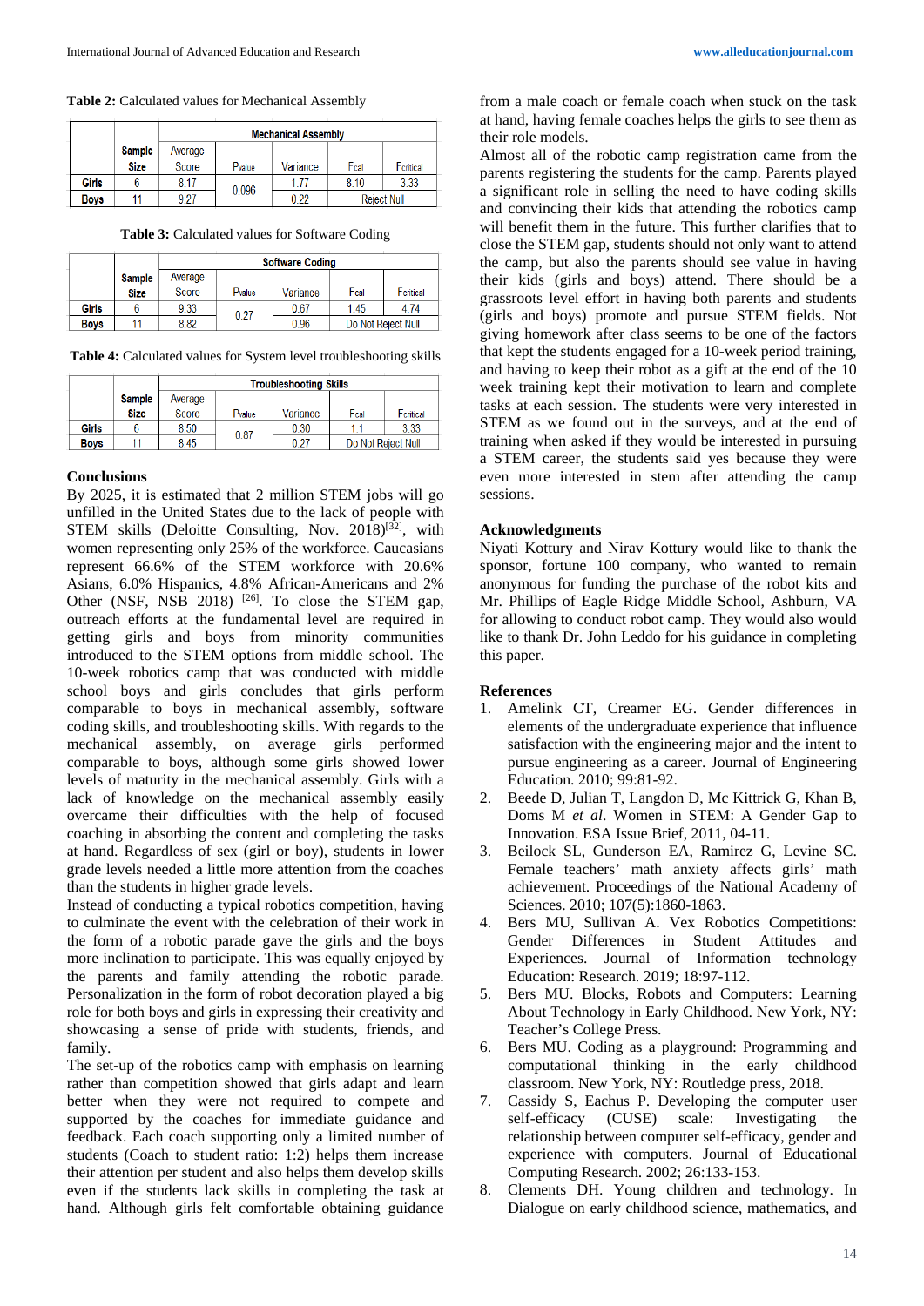**Table 2:** Calculated values for Mechanical Assembly

| | Mechanical Assembly | | | | | |
|---|---|---|---|---|---|---|
| | Sample Size | Average Score | $P_{value}$ | Variance | $F_{cal}$ | $F_{critical}$ |
| Girls | 6 | 8.17 | 0.096 | 1.77 | 8.10 | 3.33 |
| Boys | 11 | 9.27 | | 0.22 | Reject Null | |

**Table 3:** Calculated values for Software Coding

| | Software Coding | | | | | |
|---|---|---|---|---|---|---|
| | Sample Size | Average Score | $P_{value}$ | Variance | $F_{cal}$ | $F_{critical}$ |
| Girls | 6 | 9.33 | 0.27 | 0.67 | 1.45 | 4.74 |
| Boys | 11 | 8.82 | | 0.96 | Do Not Reject Null | |

**Table 4:** Calculated values for System level troubleshooting skills

| | Troubleshooting Skills | | | | | |
|---|---|---|---|---|---|---|
| | Sample Size | Average Score | $P_{value}$ | Variance | $F_{cal}$ | $F_{critical}$ |
| Girls | 6 | 8.50 | 0.87 | 0.30 | 1.1 | 3.33 |
| Boys | 11 | 8.45 | | 0.27 | Do Not Reject Null | |

## Conclusions

By 2025, it is estimated that 2 million STEM jobs will go unfilled in the United States due to the lack of people with STEM skills (Deloitte Consulting, Nov. 2018)[32], with women representing only 25% of the workforce. Caucasians represent 66.6% of the STEM workforce with 20.6% Asians, 6.0% Hispanics, 4.8% African-Americans and 2% Other (NSF, NSB 2018) [26]. To close the STEM gap, outreach efforts at the fundamental level are required in getting girls and boys from minority communities introduced to the STEM options from middle school. The 10-week robotics camp that was conducted with middle school boys and girls concludes that girls perform comparable to boys in mechanical assembly, software coding skills, and troubleshooting skills. With regards to the mechanical assembly, on average girls performed comparable to boys, although some girls showed lower levels of maturity in the mechanical assembly. Girls with a lack of knowledge on the mechanical assembly easily overcame their difficulties with the help of focused coaching in absorbing the content and completing the tasks at hand. Regardless of sex (girl or boy), students in lower grade levels needed a little more attention from the coaches than the students in higher grade levels.

Instead of conducting a typical robotics competition, having to culminate the event with the celebration of their work in the form of a robotic parade gave the girls and the boys more inclination to participate. This was equally enjoyed by the parents and family attending the robotic parade. Personalization in the form of robot decoration played a big role for both boys and girls in expressing their creativity and showcasing a sense of pride with students, friends, and family.

The set-up of the robotics camp with emphasis on learning rather than competition showed that girls adapt and learn better when they were not required to compete and supported by the coaches for immediate guidance and feedback. Each coach supporting only a limited number of students (Coach to student ratio: 1:2) helps them increase their attention per student and also helps them develop skills even if the students lack skills in completing the task at hand. Although girls felt comfortable obtaining guidance from a male coach or female coach when stuck on the task at hand, having female coaches helps the girls to see them as their role models.

Almost all of the robotic camp registration came from the parents registering the students for the camp. Parents played a significant role in selling the need to have coding skills and convincing their kids that attending the robotics camp will benefit them in the future. This further clarifies that to close the STEM gap, students should not only want to attend the camp, but also the parents should see value in having their kids (girls and boys) attend. There should be a grassroots level effort in having both parents and students (girls and boys) promote and pursue STEM fields. Not giving homework after class seems to be one of the factors that kept the students engaged for a 10-week period training, and having to keep their robot as a gift at the end of the 10 week training kept their motivation to learn and complete tasks at each session. The students were very interested in STEM as we found out in the surveys, and at the end of training when asked if they would be interested in pursuing a STEM career, the students said yes because they were even more interested in stem after attending the camp sessions.

## Acknowledgments

Niyati Kottury and Nirav Kottury would like to thank the sponsor, fortune 100 company, who wanted to remain anonymous for funding the purchase of the robot kits and Mr. Phillips of Eagle Ridge Middle School, Ashburn, VA for allowing to conduct robot camp. They would also would like to thank Dr. John Leddo for his guidance in completing this paper.

## References

1. Amelink CT, Creamer EG. Gender differences in elements of the undergraduate experience that influence satisfaction with the engineering major and the intent to pursue engineering as a career. Journal of Engineering Education. 2010; 99:81-92.
2. Beede D, Julian T, Langdon D, Mc Kittrick G, Khan B, Doms M *et al*. Women in STEM: A Gender Gap to Innovation. ESA Issue Brief, 2011, 04-11.
3. Beilock SL, Gunderson EA, Ramirez G, Levine SC. Female teachers' math anxiety affects girls' math achievement. Proceedings of the National Academy of Sciences. 2010; 107(5):1860-1863.
4. Bers MU, Sullivan A. Vex Robotics Competitions: Gender Differences in Student Attitudes and Experiences. Journal of Information technology Education: Research. 2019; 18:97-112.
5. Bers MU. Blocks, Robots and Computers: Learning About Technology in Early Childhood. New York, NY: Teacher's College Press.
6. Bers MU. Coding as a playground: Programming and computational thinking in the early childhood classroom. New York, NY: Routledge press, 2018.
7. Cassidy S, Eachus P. Developing the computer user self-efficacy (CUSE) scale: Investigating the relationship between computer self-efficacy, gender and experience with computers. Journal of Educational Computing Research. 2002; 26:133-153.
8. Clements DH. Young children and technology. In Dialogue on early childhood science, mathematics, and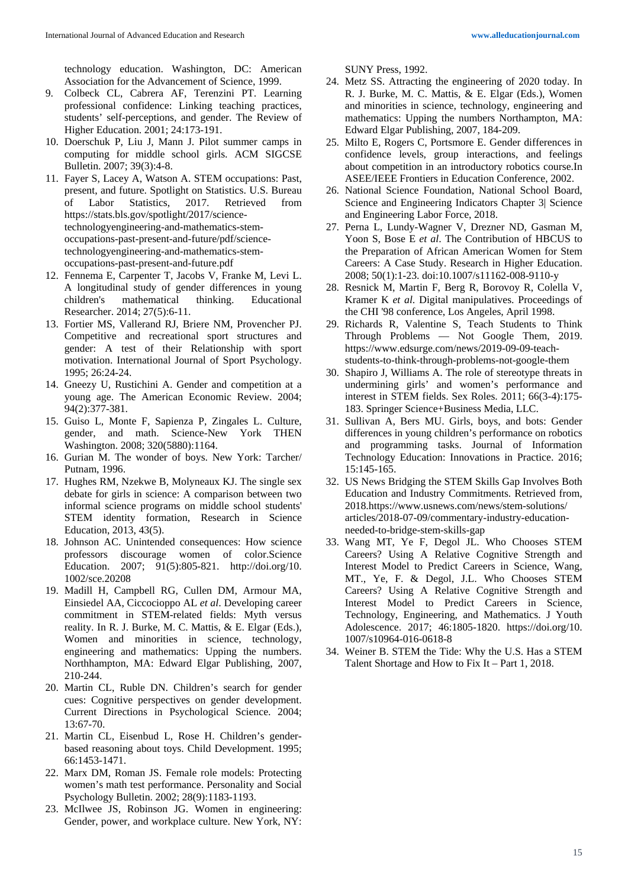technology education. Washington, DC: American Association for the Advancement of Science, 1999.

9. Colbeck CL, Cabrera AF, Terenzini PT. Learning professional confidence: Linking teaching practices, students' self-perceptions, and gender. The Review of Higher Education. 2001; 24:173-191.
10. Doerschuk P, Liu J, Mann J. Pilot summer camps in computing for middle school girls. ACM SIGCSE Bulletin. 2007; 39(3):4-8.
11. Fayer S, Lacey A, Watson A. STEM occupations: Past, present, and future. Spotlight on Statistics. U.S. Bureau of Labor Statistics, 2017. Retrieved from https://stats.bls.gov/spotlight/2017/science-technologyengineering-and-mathematics-stem-occupations-past-present-and-future/pdf/science-technologyengineering-and-mathematics-stem-occupations-past-present-and-future.pdf
12. Fennema E, Carpenter T, Jacobs V, Franke M, Levi L. A longitudinal study of gender differences in young children's mathematical thinking. Educational Researcher. 2014; 27(5):6-11.
13. Fortier MS, Vallerand RJ, Briere NM, Provencher PJ. Competitive and recreational sport structures and gender: A test of their Relationship with sport motivation. International Journal of Sport Psychology. 1995; 26:24-24.
14. Gneezy U, Rustichini A. Gender and competition at a young age. The American Economic Review. 2004; 94(2):377-381.
15. Guiso L, Monte F, Sapienza P, Zingales L. Culture, gender, and math. Science-New York THEN Washington. 2008; 320(5880):1164.
16. Gurian M. The wonder of boys. New York: Tarcher/ Putnam, 1996.
17. Hughes RM, Nzekwe B, Molyneaux KJ. The single sex debate for girls in science: A comparison between two informal science programs on middle school students' STEM identity formation, Research in Science Education, 2013, 43(5).
18. Johnson AC. Unintended consequences: How science professors discourage women of color.Science Education. 2007; 91(5):805-821. http://doi.org/10. 1002/sce.20208
19. Madill H, Campbell RG, Cullen DM, Armour MA, Einsiedel AA, Ciccocioppo AL *et al*. Developing career commitment in STEM-related fields: Myth versus reality. In R. J. Burke, M. C. Mattis, & E. Elgar (Eds.), Women and minorities in science, technology, engineering and mathematics: Upping the numbers. Northhampton, MA: Edward Elgar Publishing, 2007, 210-244.
20. Martin CL, Ruble DN. Children's search for gender cues: Cognitive perspectives on gender development. Current Directions in Psychological Science. 2004; 13:67-70.
21. Martin CL, Eisenbud L, Rose H. Children's gender-based reasoning about toys. Child Development. 1995; 66:1453-1471.
22. Marx DM, Roman JS. Female role models: Protecting women's math test performance. Personality and Social Psychology Bulletin. 2002; 28(9):1183-1193.
23. McIlwee JS, Robinson JG. Women in engineering: Gender, power, and workplace culture. New York, NY: SUNY Press, 1992.
24. Metz SS. Attracting the engineering of 2020 today. In R. J. Burke, M. C. Mattis, & E. Elgar (Eds.), Women and minorities in science, technology, engineering and mathematics: Upping the numbers Northampton, MA: Edward Elgar Publishing, 2007, 184-209.
25. Milto E, Rogers C, Portsmore E. Gender differences in confidence levels, group interactions, and feelings about competition in an introductory robotics course.In ASEE/IEEE Frontiers in Education Conference, 2002.
26. National Science Foundation, National School Board, Science and Engineering Indicators Chapter 3| Science and Engineering Labor Force, 2018.
27. Perna L, Lundy-Wagner V, Drezner ND, Gasman M, Yoon S, Bose E *et al*. The Contribution of HBCUS to the Preparation of African American Women for Stem Careers: A Case Study. Research in Higher Education. 2008; 50(1):1-23. doi:10.1007/s11162-008-9110-y
28. Resnick M, Martin F, Berg R, Borovoy R, Colella V, Kramer K *et al*. Digital manipulatives. Proceedings of the CHI '98 conference, Los Angeles, April 1998.
29. Richards R, Valentine S, Teach Students to Think Through Problems — Not Google Them, 2019. https://www.edsurge.com/news/2019-09-09-teach-students-to-think-through-problems-not-google-them
30. Shapiro J, Williams A. The role of stereotype threats in undermining girls' and women's performance and interest in STEM fields. Sex Roles. 2011; 66(3-4):175-183. Springer Science+Business Media, LLC.
31. Sullivan A, Bers MU. Girls, boys, and bots: Gender differences in young children's performance on robotics and programming tasks. Journal of Information Technology Education: Innovations in Practice. 2016; 15:145-165.
32. US News Bridging the STEM Skills Gap Involves Both Education and Industry Commitments. Retrieved from, 2018.https://www.usnews.com/news/stem-solutions/ articles/2018-07-09/commentary-industry-education-needed-to-bridge-stem-skills-gap
33. Wang MT, Ye F, Degol JL. Who Chooses STEM Careers? Using A Relative Cognitive Strength and Interest Model to Predict Careers in Science, Wang, MT., Ye, F. & Degol, J.L. Who Chooses STEM Careers? Using A Relative Cognitive Strength and Interest Model to Predict Careers in Science, Technology, Engineering, and Mathematics. J Youth Adolescence. 2017; 46:1805-1820. https://doi.org/10. 1007/s10964-016-0618-8
34. Weiner B. STEM the Tide: Why the U.S. Has a STEM Talent Shortage and How to Fix It – Part 1, 2018.